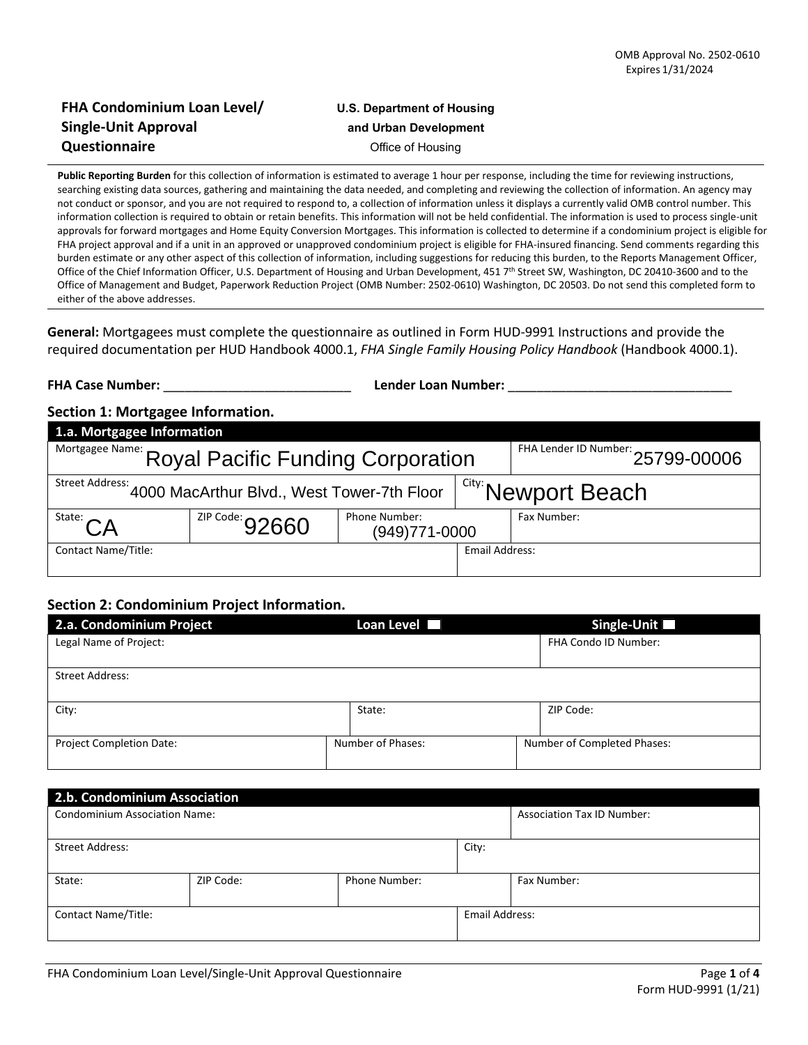OMB Approval No. 2502-0610
Expires 1/31/2024

# FHA Condominium Loan Level/ Single-Unit Approval Questionnaire

**U.S. Department of Housing and Urban Development**
Office of Housing

**Public Reporting Burden** for this collection of information is estimated to average 1 hour per response, including the time for reviewing instructions, searching existing data sources, gathering and maintaining the data needed, and completing and reviewing the collection of information. An agency may not conduct or sponsor, and you are not required to respond to, a collection of information unless it displays a currently valid OMB control number. This information collection is required to obtain or retain benefits. This information will not be held confidential. The information is used to process single-unit approvals for forward mortgages and Home Equity Conversion Mortgages. This information is collected to determine if a condominium project is eligible for FHA project approval and if a unit in an approved or unapproved condominium project is eligible for FHA-insured financing. Send comments regarding this burden estimate or any other aspect of this collection of information, including suggestions for reducing this burden, to the Reports Management Officer, Office of the Chief Information Officer, U.S. Department of Housing and Urban Development, 451 7th Street SW, Washington, DC 20410-3600 and to the Office of Management and Budget, Paperwork Reduction Project (OMB Number: 2502-0610) Washington, DC 20503. Do not send this completed form to either of the above addresses.

**General:** Mortgagees must complete the questionnaire as outlined in Form HUD-9991 Instructions and provide the required documentation per HUD Handbook 4000.1, *FHA Single Family Housing Policy Handbook* (Handbook 4000.1).

**FHA Case Number:** ___________________________ **Lender Loan Number:** ________________________________

## Section 1: Mortgagee Information.

| 1.a. Mortgagee Information | | | |
|---|---|---|---|
| Mortgagee Name: Royal Pacific Funding Corporation | | | FHA Lender ID Number: 25799-00006 |
| Street Address: 4000 MacArthur Blvd., West Tower-7th Floor | | City: Newport Beach | |
| State: CA | ZIP Code: 92660 | Phone Number: (949)771-0000 | Fax Number: |
| Contact Name/Title: | | Email Address: | |

## Section 2: Condominium Project Information.

| 2.a. Condominium Project | Loan Level ☐ | | Single-Unit ☐ |
|---|---|---|---|
| Legal Name of Project: | | | FHA Condo ID Number: |
| Street Address: | | | |
| City: | State: | | ZIP Code: |
| Project Completion Date: | Number of Phases: | | Number of Completed Phases: |

| 2.b. Condominium Association | | | |
|---|---|---|---|
| Condominium Association Name: | | | Association Tax ID Number: |
| Street Address: | | City: | |
| State: | ZIP Code: | Phone Number: | Fax Number: |
| Contact Name/Title: | | Email Address: | |

Form HUD-9991 (1/21)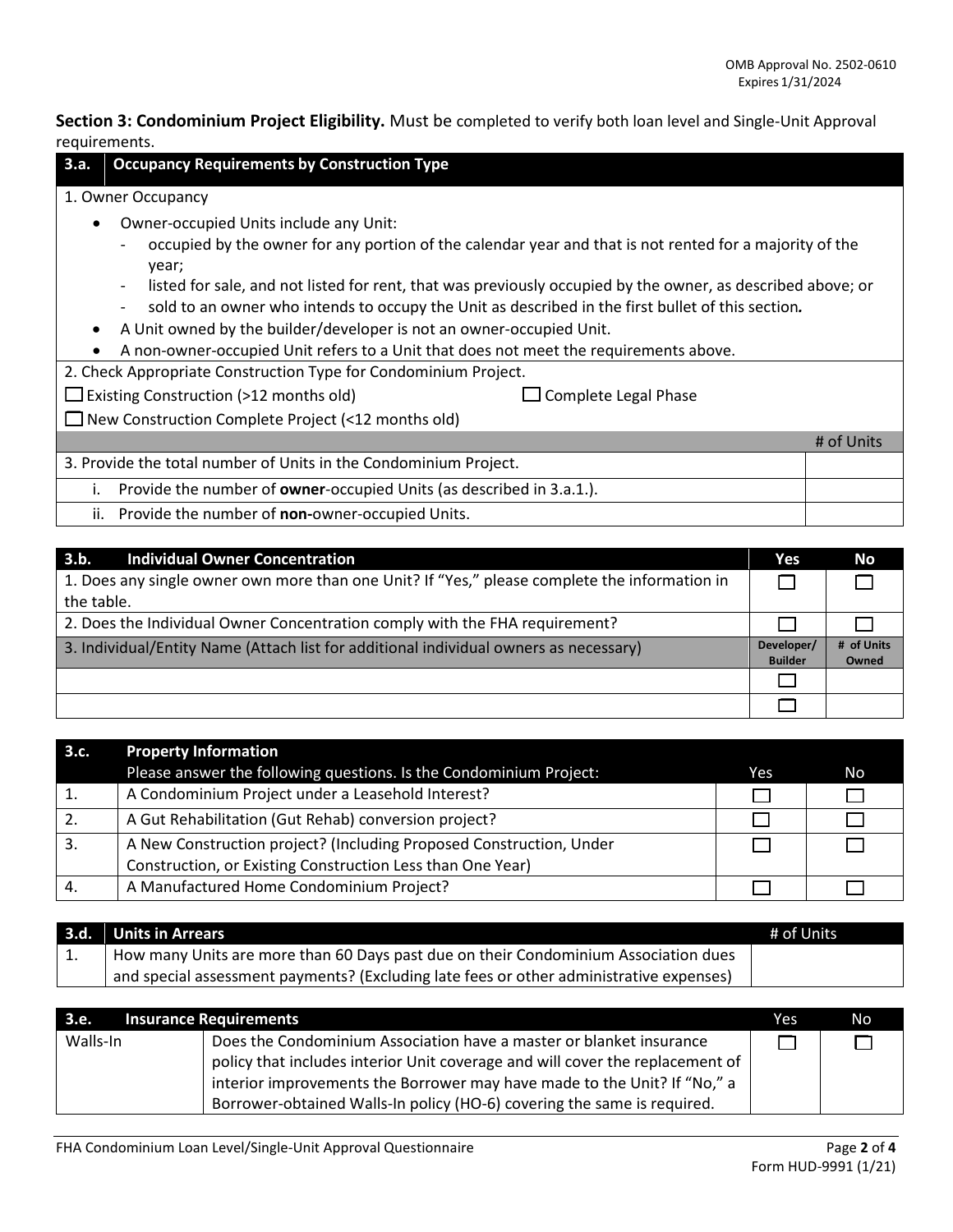OMB Approval No. 2502-0610
Expires 1/31/2024

**Section 3: Condominium Project Eligibility.** Must be completed to verify both loan level and Single-Unit Approval requirements.

| **3.a.** | **Occupancy Requirements by Construction Type** |
|---|---|

1. Owner Occupancy

- Owner-occupied Units include any Unit:
  - occupied by the owner for any portion of the calendar year and that is not rented for a majority of the year;
  - listed for sale, and not listed for rent, that was previously occupied by the owner, as described above; or
  - sold to an owner who intends to occupy the Unit as described in the first bullet of this section*.*
- A Unit owned by the builder/developer is not an owner-occupied Unit.
- A non-owner-occupied Unit refers to a Unit that does not meet the requirements above.

2. Check Appropriate Construction Type for Condominium Project.

☐ Existing Construction (>12 months old) ☐ Complete Legal Phase

☐ New Construction Complete Project (<12 months old)

| | # of Units |
|---|---|
| 3. Provide the total number of Units in the Condominium Project. | |
| i. Provide the number of **owner**-occupied Units (as described in 3.a.1.). | |
| ii. Provide the number of **non-**owner-occupied Units. | |

| **3.b. Individual Owner Concentration** | **Yes** | **No** |
|---|---|---|
| 1. Does any single owner own more than one Unit? If "Yes," please complete the information in the table. | ☐ | ☐ |
| 2. Does the Individual Owner Concentration comply with the FHA requirement? | ☐ | ☐ |
| 3. Individual/Entity Name (Attach list for additional individual owners as necessary) | **Developer/ Builder** | **# of Units Owned** |
| | ☐ | |
| | ☐ | |

| **3.c.** | **Property Information** Please answer the following questions. Is the Condominium Project: | Yes | No |
|---|---|---|---|
| 1. | A Condominium Project under a Leasehold Interest? | ☐ | ☐ |
| 2. | A Gut Rehabilitation (Gut Rehab) conversion project? | ☐ | ☐ |
| 3. | A New Construction project? (Including Proposed Construction, Under Construction, or Existing Construction Less than One Year) | ☐ | ☐ |
| 4. | A Manufactured Home Condominium Project? | ☐ | ☐ |

| **3.d.** | **Units in Arrears** | # of Units |
|---|---|---|
| 1. | How many Units are more than 60 Days past due on their Condominium Association dues and special assessment payments? (Excluding late fees or other administrative expenses) | |

| **3.e.** | **Insurance Requirements** | Yes | No |
|---|---|---|---|
| Walls-In | Does the Condominium Association have a master or blanket insurance policy that includes interior Unit coverage and will cover the replacement of interior improvements the Borrower may have made to the Unit? If "No," a Borrower-obtained Walls-In policy (HO-6) covering the same is required. | ☐ | ☐ |

FHA Condominium Loan Level/Single-Unit Approval Questionnaire

Form HUD-9991 (1/21)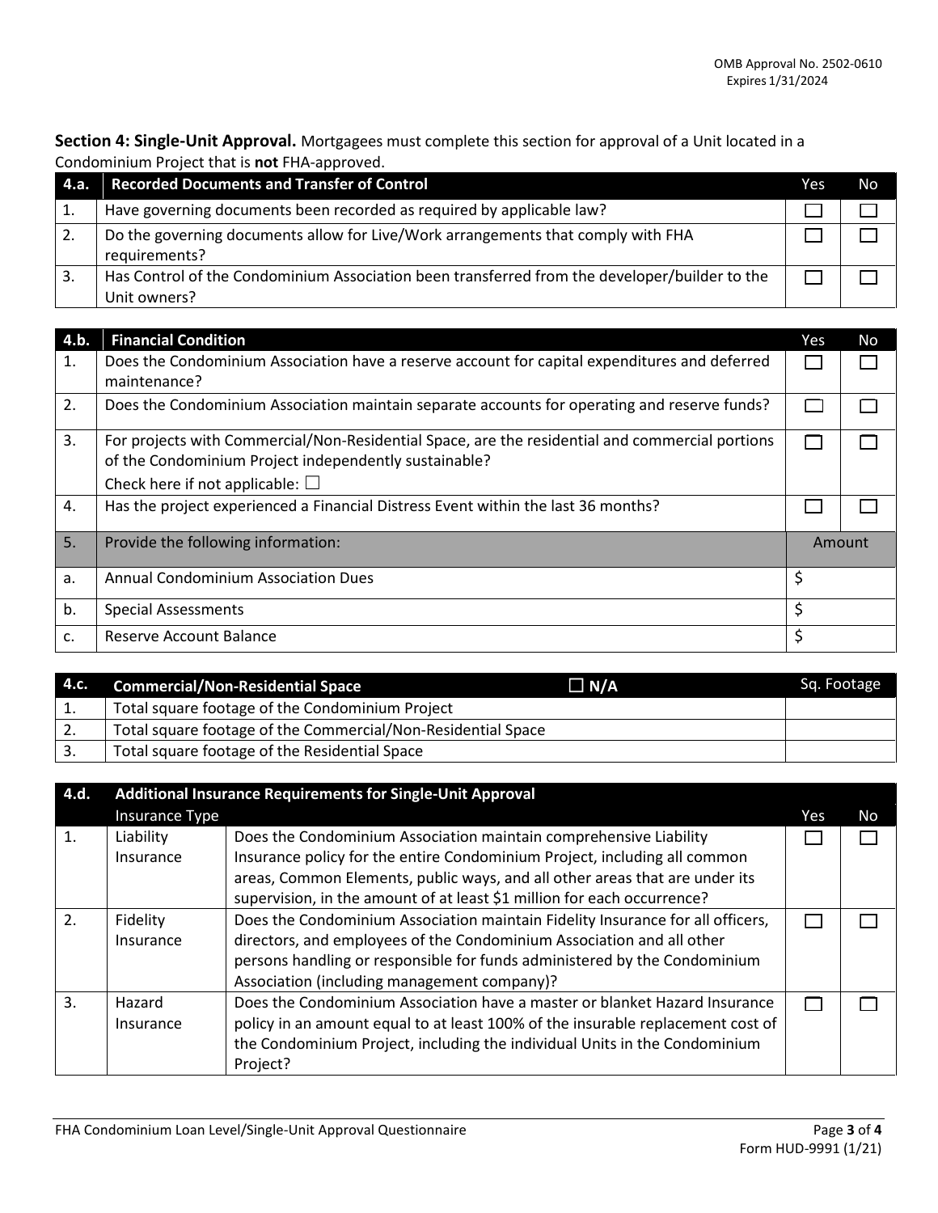**Section 4: Single-Unit Approval.** Mortgagees must complete this section for approval of a Unit located in a Condominium Project that is **not** FHA-approved.

| 4.a. | Recorded Documents and Transfer of Control | Yes | No |
|---|---|---|---|
| 1. | Have governing documents been recorded as required by applicable law? | ☐ | ☐ |
| 2. | Do the governing documents allow for Live/Work arrangements that comply with FHA requirements? | ☐ | ☐ |
| 3. | Has Control of the Condominium Association been transferred from the developer/builder to the Unit owners? | ☐ | ☐ |

| 4.b. | Financial Condition | Yes | No |
|---|---|---|---|
| 1. | Does the Condominium Association have a reserve account for capital expenditures and deferred maintenance? | ☐ | ☐ |
| 2. | Does the Condominium Association maintain separate accounts for operating and reserve funds? | ☐ | ☐ |
| 3. | For projects with Commercial/Non-Residential Space, are the residential and commercial portions of the Condominium Project independently sustainable? Check here if not applicable: ☐ | ☐ | ☐ |
| 4. | Has the project experienced a Financial Distress Event within the last 36 months? | ☐ | ☐ |
| 5. | Provide the following information: | Amount | |
| a. | Annual Condominium Association Dues | $ | |
| b. | Special Assessments | $ | |
| c. | Reserve Account Balance | $ | |

| 4.c. | Commercial/Non-Residential Space ☐ N/A | Sq. Footage |
|---|---|---|
| 1. | Total square footage of the Condominium Project | |
| 2. | Total square footage of the Commercial/Non-Residential Space | |
| 3. | Total square footage of the Residential Space | |

| 4.d. | Additional Insurance Requirements for Single-Unit Approval | | | |
|---|---|---|---|---|
| | Insurance Type | | Yes | No |
| 1. | Liability Insurance | Does the Condominium Association maintain comprehensive Liability Insurance policy for the entire Condominium Project, including all common areas, Common Elements, public ways, and all other areas that are under its supervision, in the amount of at least $1 million for each occurrence? | ☐ | ☐ |
| 2. | Fidelity Insurance | Does the Condominium Association maintain Fidelity Insurance for all officers, directors, and employees of the Condominium Association and all other persons handling or responsible for funds administered by the Condominium Association (including management company)? | ☐ | ☐ |
| 3. | Hazard Insurance | Does the Condominium Association have a master or blanket Hazard Insurance policy in an amount equal to at least 100% of the insurable replacement cost of the Condominium Project, including the individual Units in the Condominium Project? | ☐ | ☐ |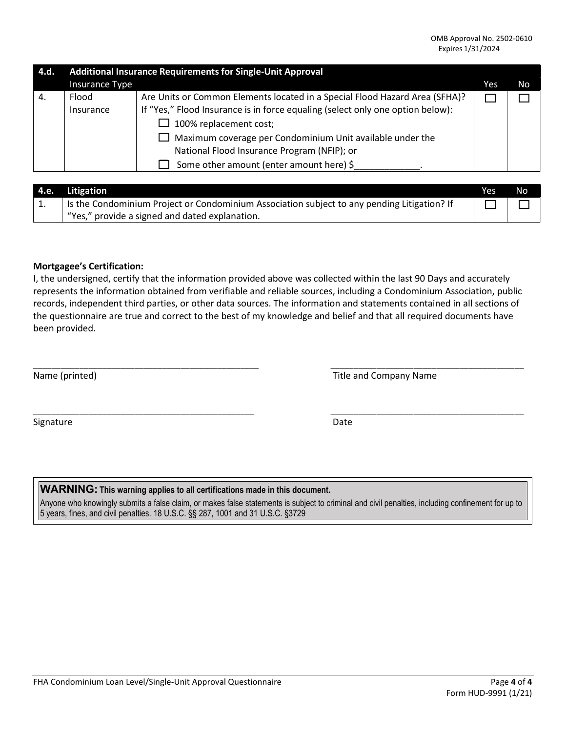| 4.d. | Additional Insurance Requirements for Single-Unit Approval | | | |
|---|---|---|---|---|
| | Insurance Type | | Yes | No |
| 4. | Flood Insurance | Are Units or Common Elements located in a Special Flood Hazard Area (SFHA)? If "Yes," Flood Insurance is in force equaling (select only one option below): ☐ 100% replacement cost; ☐ Maximum coverage per Condominium Unit available under the National Flood Insurance Program (NFIP); or ☐ Some other amount (enter amount here) $_____________. | ☐ | ☐ |

| 4.e. | Litigation | Yes | No |
|---|---|---|---|
| 1. | Is the Condominium Project or Condominium Association subject to any pending Litigation? If "Yes," provide a signed and dated explanation. | ☐ | ☐ |

**Mortgagee's Certification:**

I, the undersigned, certify that the information provided above was collected within the last 90 Days and accurately represents the information obtained from verifiable and reliable sources, including a Condominium Association, public records, independent third parties, or other data sources. The information and statements contained in all sections of the questionnaire are true and correct to the best of my knowledge and belief and that all required documents have been provided.

_______________________________________________
Name (printed)

_______________________________________________
Title and Company Name

_______________________________________________
Signature

_______________________________________________
Date

**WARNING: This warning applies to all certifications made in this document.**

Anyone who knowingly submits a false claim, or makes false statements is subject to criminal and civil penalties, including confinement for up to 5 years, fines, and civil penalties. 18 U.S.C. §§ 287, 1001 and 31 U.S.C. §3729